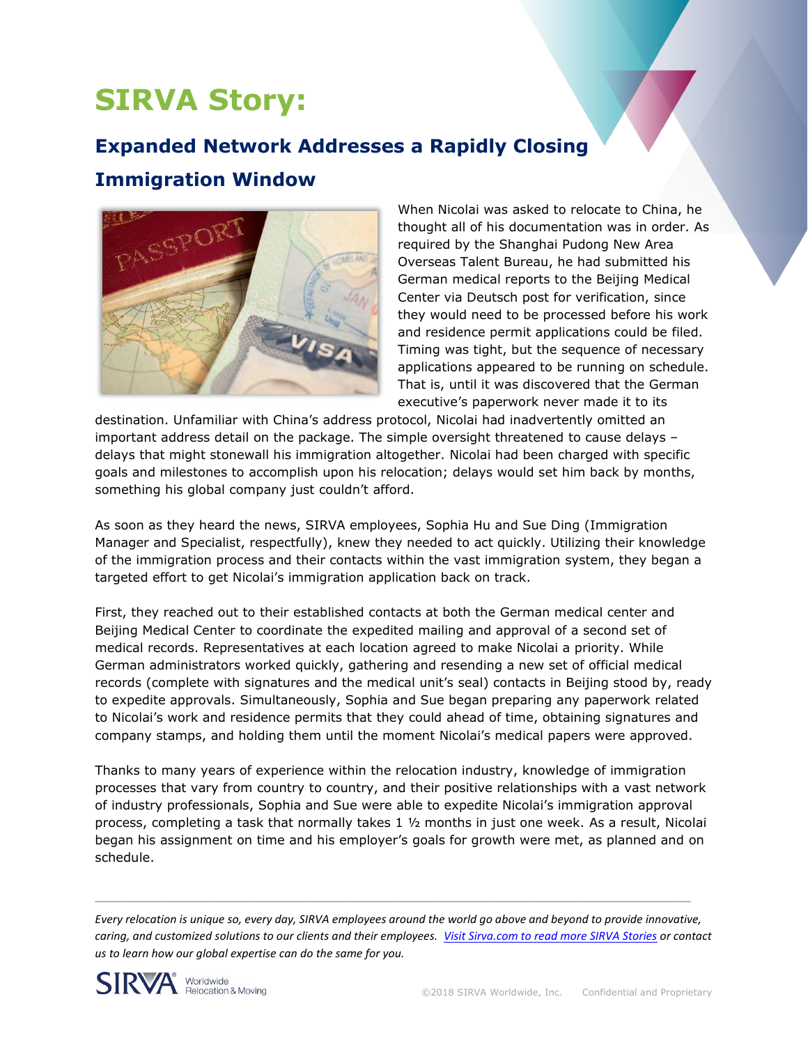# SIRVA Story:

## Expanded Network Addresses a Rapidly Closing Immigration Window

When Nicolai was asked to relocate to China, he thought all of his documentation was in order. As required by the Shanghai Pudong New Area Overseas Talent Bureau, he had submitted his German medical reports to the Beijing Medical Center via Deutsch post for verification, since they would need to be processed before his work and residence permit applications could be filed. Timing was tight, but the sequence of necessary applications appeared to be running on schedule. That is, until it was discovered that the German executive's paperwork never made it to its destination. Unfamiliar with China's address protocol, Nicolai had inadvertently omitted an important address detail on the package. The simple oversight threatened to cause delays – delays that might stonewall his immigration altogether. Nicolai had been charged with specific goals and milestones to accomplish upon his relocation; delays would set him back by months, something his global company just couldn't afford.

As soon as they heard the news, SIRVA employees, Sophia Hu and Sue Ding (Immigration Manager and Specialist, respectfully), knew they needed to act quickly. Utilizing their knowledge of the immigration process and their contacts within the vast immigration system, they began a targeted effort to get Nicolai's immigration application back on track.

First, they reached out to their established contacts at both the German medical center and Beijing Medical Center to coordinate the expedited mailing and approval of a second set of medical records. Representatives at each location agreed to make Nicolai a priority. While German administrators worked quickly, gathering and resending a new set of official medical records (complete with signatures and the medical unit's seal) contacts in Beijing stood by, ready to expedite approvals. Simultaneously, Sophia and Sue began preparing any paperwork related to Nicolai's work and residence permits that they could ahead of time, obtaining signatures and company stamps, and holding them until the moment Nicolai's medical papers were approved.

Thanks to many years of experience within the relocation industry, knowledge of immigration processes that vary from country to country, and their positive relationships with a vast network of industry professionals, Sophia and Sue were able to expedite Nicolai's immigration approval process, completing a task that normally takes 1 ½ months in just one week. As a result, Nicolai began his assignment on time and his employer's goals for growth were met, as planned and on schedule.

---

*Every relocation is unique so, every day, SIRVA employees around the world go above and beyond to provide innovative, caring, and customized solutions to our clients and their employees. [Visit Sirva.com to read more SIRVA Stories](https://www.sirva.com) or contact us to learn how our global expertise can do the same for you.*

SIRVA® Worldwide Relocation & Moving

©2018 SIRVA Worldwide, Inc. Confidential and Proprietary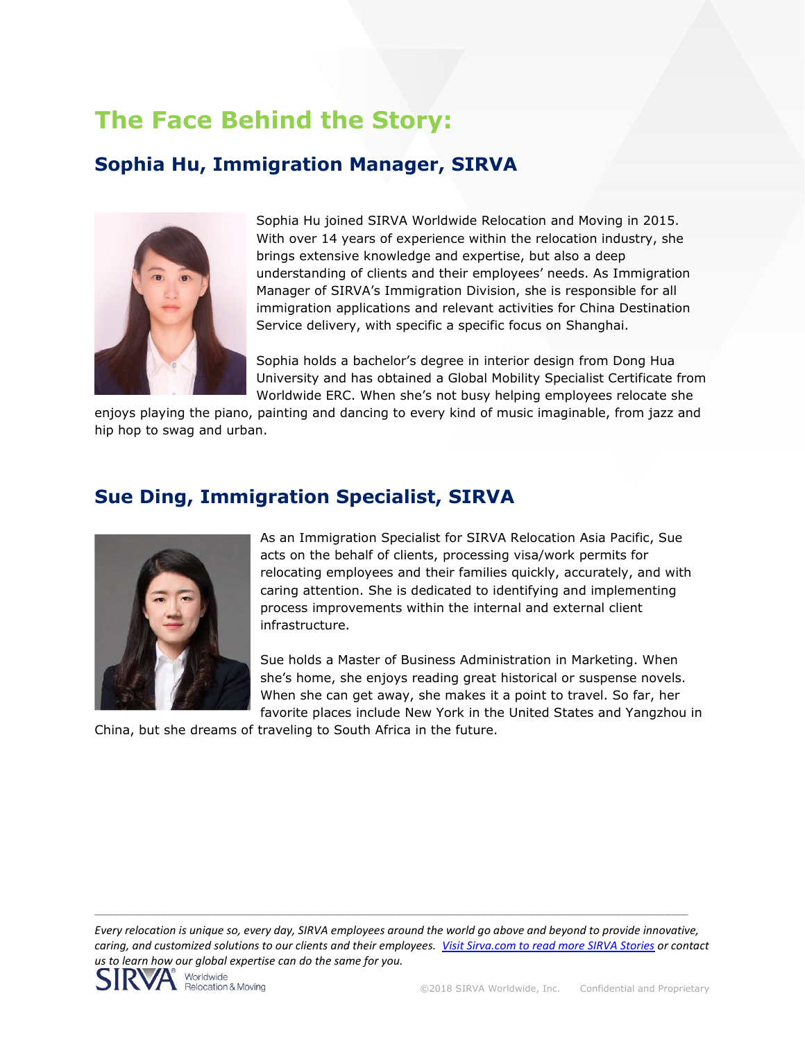# The Face Behind the Story:

## Sophia Hu, Immigration Manager, SIRVA

Sophia Hu joined SIRVA Worldwide Relocation and Moving in 2015. With over 14 years of experience within the relocation industry, she brings extensive knowledge and expertise, but also a deep understanding of clients and their employees' needs. As Immigration Manager of SIRVA's Immigration Division, she is responsible for all immigration applications and relevant activities for China Destination Service delivery, with specific a specific focus on Shanghai.

Sophia holds a bachelor's degree in interior design from Dong Hua University and has obtained a Global Mobility Specialist Certificate from Worldwide ERC. When she's not busy helping employees relocate she enjoys playing the piano, painting and dancing to every kind of music imaginable, from jazz and hip hop to swag and urban.

## Sue Ding, Immigration Specialist, SIRVA

As an Immigration Specialist for SIRVA Relocation Asia Pacific, Sue acts on the behalf of clients, processing visa/work permits for relocating employees and their families quickly, accurately, and with caring attention. She is dedicated to identifying and implementing process improvements within the internal and external client infrastructure.

Sue holds a Master of Business Administration in Marketing. When she's home, she enjoys reading great historical or suspense novels. When she can get away, she makes it a point to travel. So far, her favorite places include New York in the United States and Yangzhou in China, but she dreams of traveling to South Africa in the future.

---

*Every relocation is unique so, every day, SIRVA employees around the world go above and beyond to provide innovative, caring, and customized solutions to our clients and their employees. [Visit Sirva.com to read more SIRVA Stories](https://www.sirva.com) or contact us to learn how our global expertise can do the same for you.*

SIRVA Worldwide Relocation & Moving

©2018 SIRVA Worldwide, Inc. Confidential and Proprietary